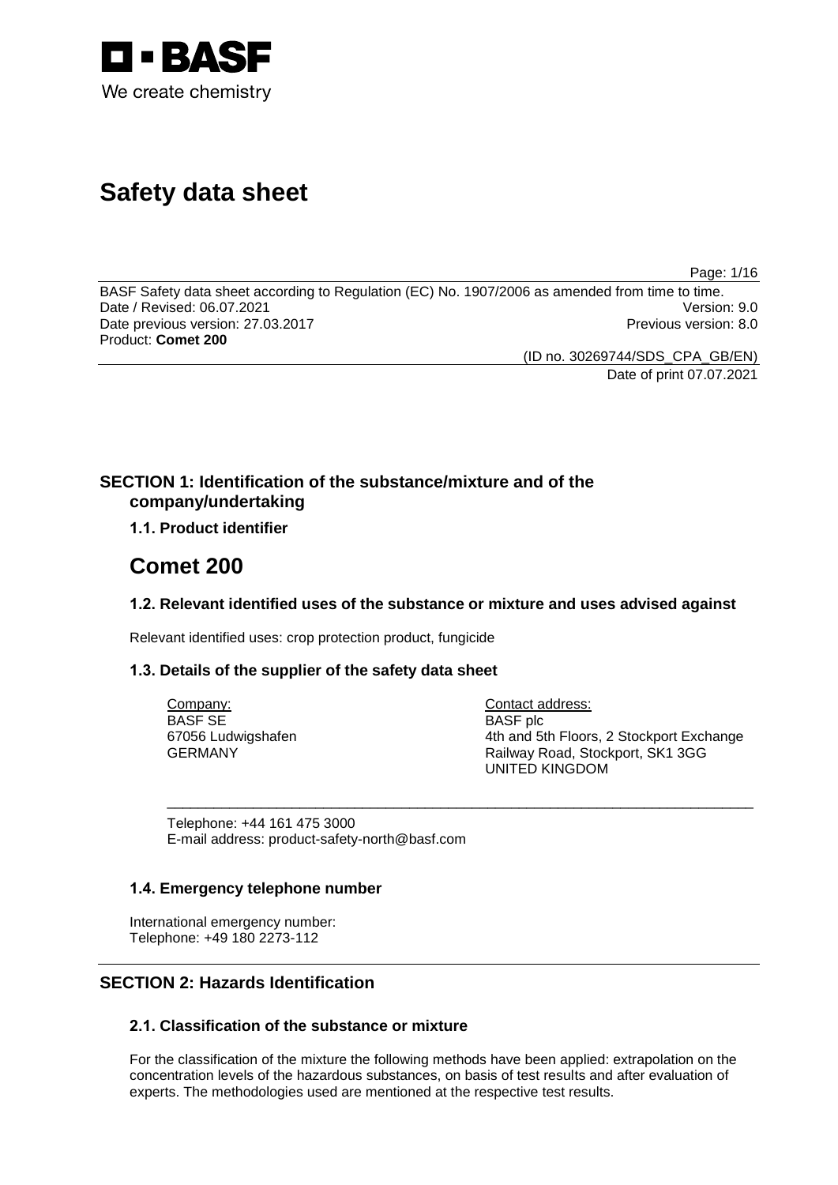BASF
We create chemistry

# Safety data sheet

BASF Safety data sheet according to Regulation (EC) No. 1907/2006 as amended from time to time.
Date / Revised: 06.07.2021 Version: 9.0
Date previous version: 27.03.2017 Previous version: 8.0
Product: **Comet 200**

(ID no. 30269744/SDS_CPA_GB/EN)
Date of print 07.07.2021

## SECTION 1: Identification of the substance/mixture and of the company/undertaking

### 1.1. Product identifier

# Comet 200

### 1.2. Relevant identified uses of the substance or mixture and uses advised against

Relevant identified uses: crop protection product, fungicide

### 1.3. Details of the supplier of the safety data sheet

Company:
BASF SE
67056 Ludwigshafen
GERMANY

Contact address:
BASF plc
4th and 5th Floors, 2 Stockport Exchange
Railway Road, Stockport, SK1 3GG
UNITED KINGDOM

Telephone: +44 161 475 3000
E-mail address: product-safety-north@basf.com

### 1.4. Emergency telephone number

International emergency number:
Telephone: +49 180 2273-112

## SECTION 2: Hazards Identification

### 2.1. Classification of the substance or mixture

For the classification of the mixture the following methods have been applied: extrapolation on the concentration levels of the hazardous substances, on basis of test results and after evaluation of experts. The methodologies used are mentioned at the respective test results.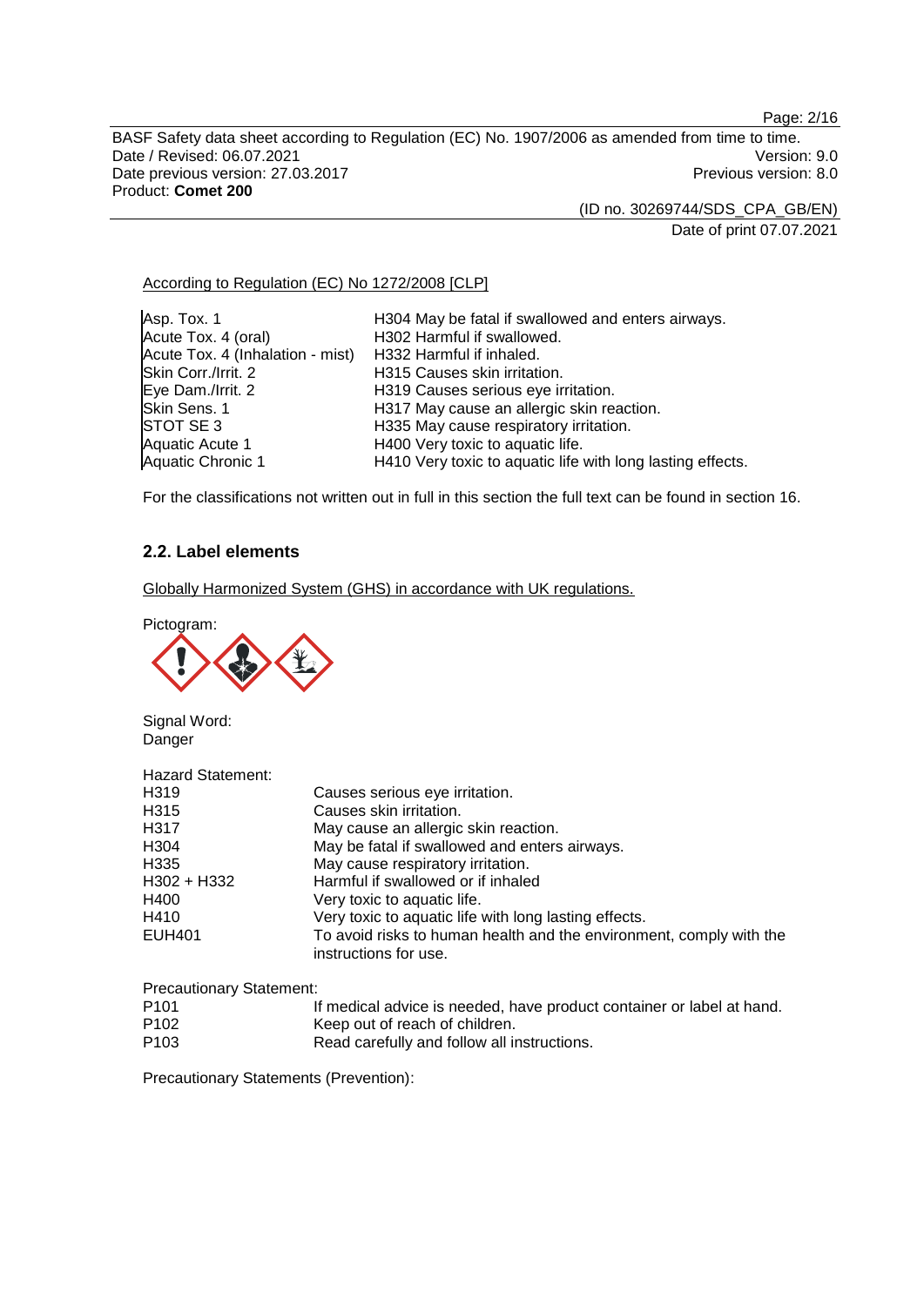According to Regulation (EC) No 1272/2008 [CLP]

| | |
|---|---|
| Asp. Tox. 1 | H304 May be fatal if swallowed and enters airways. |
| Acute Tox. 4 (oral) | H302 Harmful if swallowed. |
| Acute Tox. 4 (Inhalation - mist) | H332 Harmful if inhaled. |
| Skin Corr./Irrit. 2 | H315 Causes skin irritation. |
| Eye Dam./Irrit. 2 | H319 Causes serious eye irritation. |
| Skin Sens. 1 | H317 May cause an allergic skin reaction. |
| STOT SE 3 | H335 May cause respiratory irritation. |
| Aquatic Acute 1 | H400 Very toxic to aquatic life. |
| Aquatic Chronic 1 | H410 Very toxic to aquatic life with long lasting effects. |

For the classifications not written out in full in this section the full text can be found in section 16.

## 2.2. Label elements

Globally Harmonized System (GHS) in accordance with UK regulations.

Pictogram:

Signal Word:
Danger

Hazard Statement:

| | |
|---|---|
| H319 | Causes serious eye irritation. |
| H315 | Causes skin irritation. |
| H317 | May cause an allergic skin reaction. |
| H304 | May be fatal if swallowed and enters airways. |
| H335 | May cause respiratory irritation. |
| H302 + H332 | Harmful if swallowed or if inhaled |
| H400 | Very toxic to aquatic life. |
| H410 | Very toxic to aquatic life with long lasting effects. |
| EUH401 | To avoid risks to human health and the environment, comply with the instructions for use. |

Precautionary Statement:

| | |
|---|---|
| P101 | If medical advice is needed, have product container or label at hand. |
| P102 | Keep out of reach of children. |
| P103 | Read carefully and follow all instructions. |

Precautionary Statements (Prevention):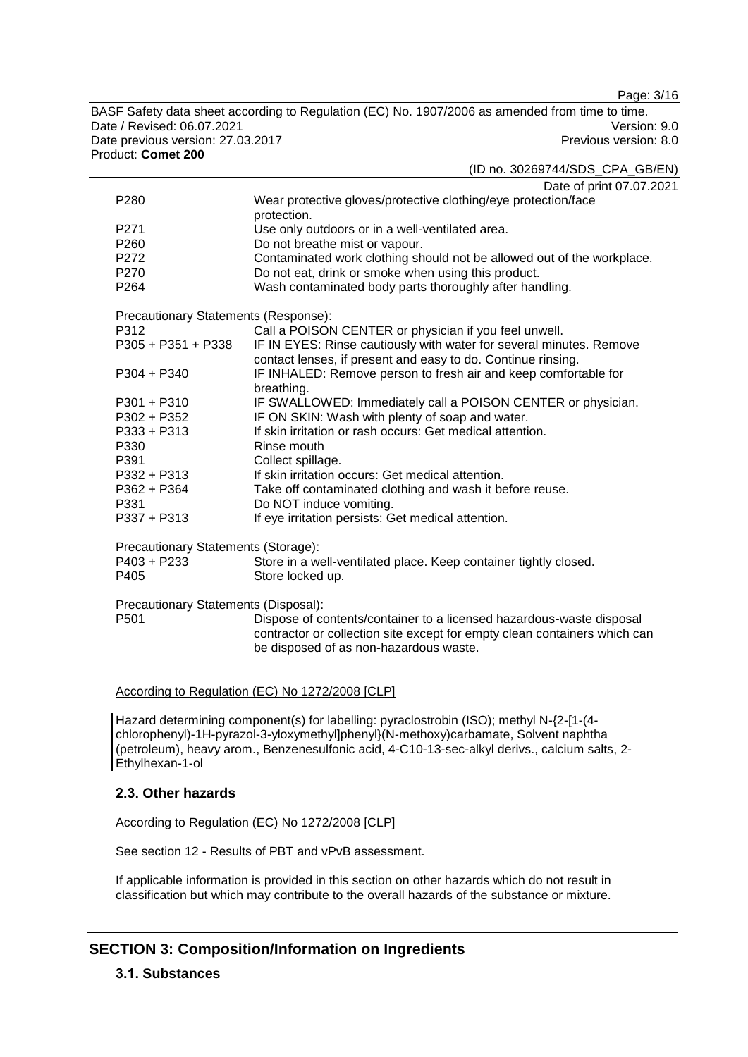| | |
|---|---|
| P280 | Wear protective gloves/protective clothing/eye protection/face protection. |
| P271 | Use only outdoors or in a well-ventilated area. |
| P260 | Do not breathe mist or vapour. |
| P272 | Contaminated work clothing should not be allowed out of the workplace. |
| P270 | Do not eat, drink or smoke when using this product. |
| P264 | Wash contaminated body parts thoroughly after handling. |

Precautionary Statements (Response):

| | |
|---|---|
| P312 | Call a POISON CENTER or physician if you feel unwell. |
| P305 + P351 + P338 | IF IN EYES: Rinse cautiously with water for several minutes. Remove contact lenses, if present and easy to do. Continue rinsing. |
| P304 + P340 | IF INHALED: Remove person to fresh air and keep comfortable for breathing. |
| P301 + P310 | IF SWALLOWED: Immediately call a POISON CENTER or physician. |
| P302 + P352 | IF ON SKIN: Wash with plenty of soap and water. |
| P333 + P313 | If skin irritation or rash occurs: Get medical attention. |
| P330 | Rinse mouth |
| P391 | Collect spillage. |
| P332 + P313 | If skin irritation occurs: Get medical attention. |
| P362 + P364 | Take off contaminated clothing and wash it before reuse. |
| P331 | Do NOT induce vomiting. |
| P337 + P313 | If eye irritation persists: Get medical attention. |

Precautionary Statements (Storage):

| | |
|---|---|
| P403 + P233 | Store in a well-ventilated place. Keep container tightly closed. |
| P405 | Store locked up. |

Precautionary Statements (Disposal):

| | |
|---|---|
| P501 | Dispose of contents/container to a licensed hazardous-waste disposal contractor or collection site except for empty clean containers which can be disposed of as non-hazardous waste. |

According to Regulation (EC) No 1272/2008 [CLP]

Hazard determining component(s) for labelling: pyraclostrobin (ISO); methyl N-{2-[1-(4-chlorophenyl)-1H-pyrazol-3-yloxymethyl]phenyl}(N-methoxy)carbamate, Solvent naphtha (petroleum), heavy arom., Benzenesulfonic acid, 4-C10-13-sec-alkyl derivs., calcium salts, 2-Ethylhexan-1-ol

## 2.3. Other hazards

According to Regulation (EC) No 1272/2008 [CLP]

See section 12 - Results of PBT and vPvB assessment.

If applicable information is provided in this section on other hazards which do not result in classification but which may contribute to the overall hazards of the substance or mixture.

# SECTION 3: Composition/Information on Ingredients

## 3.1. Substances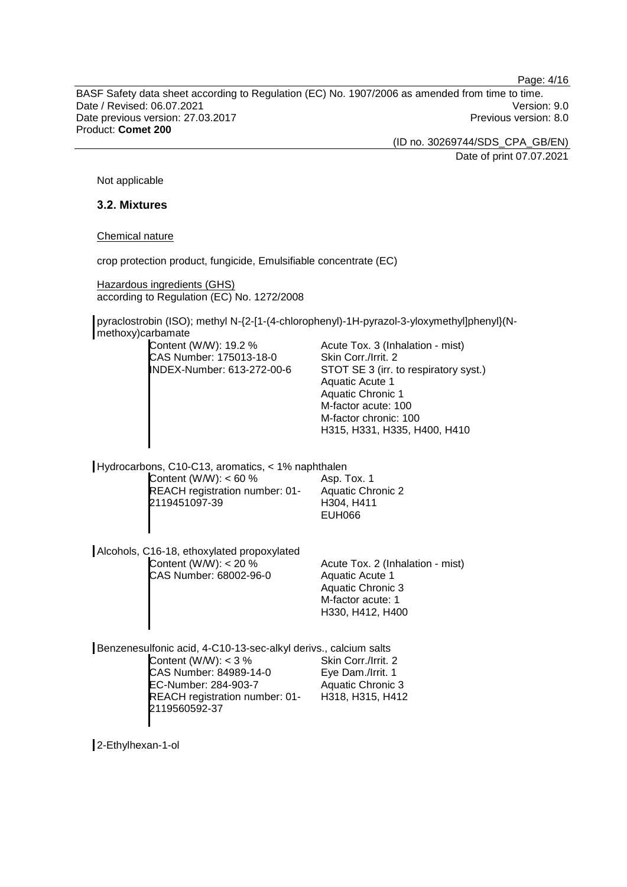Not applicable

## 3.2. Mixtures

Chemical nature

crop protection product, fungicide, Emulsifiable concentrate (EC)

Hazardous ingredients (GHS)
according to Regulation (EC) No. 1272/2008

pyraclostrobin (ISO); methyl N-{2-[1-(4-chlorophenyl)-1H-pyrazol-3-yloxymethyl]phenyl}(N-methoxy)carbamate

| | |
|---|---|
| Content (W/W): 19.2 %<br>CAS Number: 175013-18-0<br>INDEX-Number: 613-272-00-6 | Acute Tox. 3 (Inhalation - mist)<br>Skin Corr./Irrit. 2<br>STOT SE 3 (irr. to respiratory syst.)<br>Aquatic Acute 1<br>Aquatic Chronic 1<br>M-factor acute: 100<br>M-factor chronic: 100<br>H315, H331, H335, H400, H410 |

Hydrocarbons, C10-C13, aromatics, < 1% naphthalen

| | |
|---|---|
| Content (W/W): < 60 %<br>REACH registration number: 01-2119451097-39 | Asp. Tox. 1<br>Aquatic Chronic 2<br>H304, H411<br>EUH066 |

Alcohols, C16-18, ethoxylated propoxylated

| | |
|---|---|
| Content (W/W): < 20 %<br>CAS Number: 68002-96-0 | Acute Tox. 2 (Inhalation - mist)<br>Aquatic Acute 1<br>Aquatic Chronic 3<br>M-factor acute: 1<br>H330, H412, H400 |

Benzenesulfonic acid, 4-C10-13-sec-alkyl derivs., calcium salts

| | |
|---|---|
| Content (W/W): < 3 %<br>CAS Number: 84989-14-0<br>EC-Number: 284-903-7<br>REACH registration number: 01-2119560592-37 | Skin Corr./Irrit. 2<br>Eye Dam./Irrit. 1<br>Aquatic Chronic 3<br>H318, H315, H412 |

2-Ethylhexan-1-ol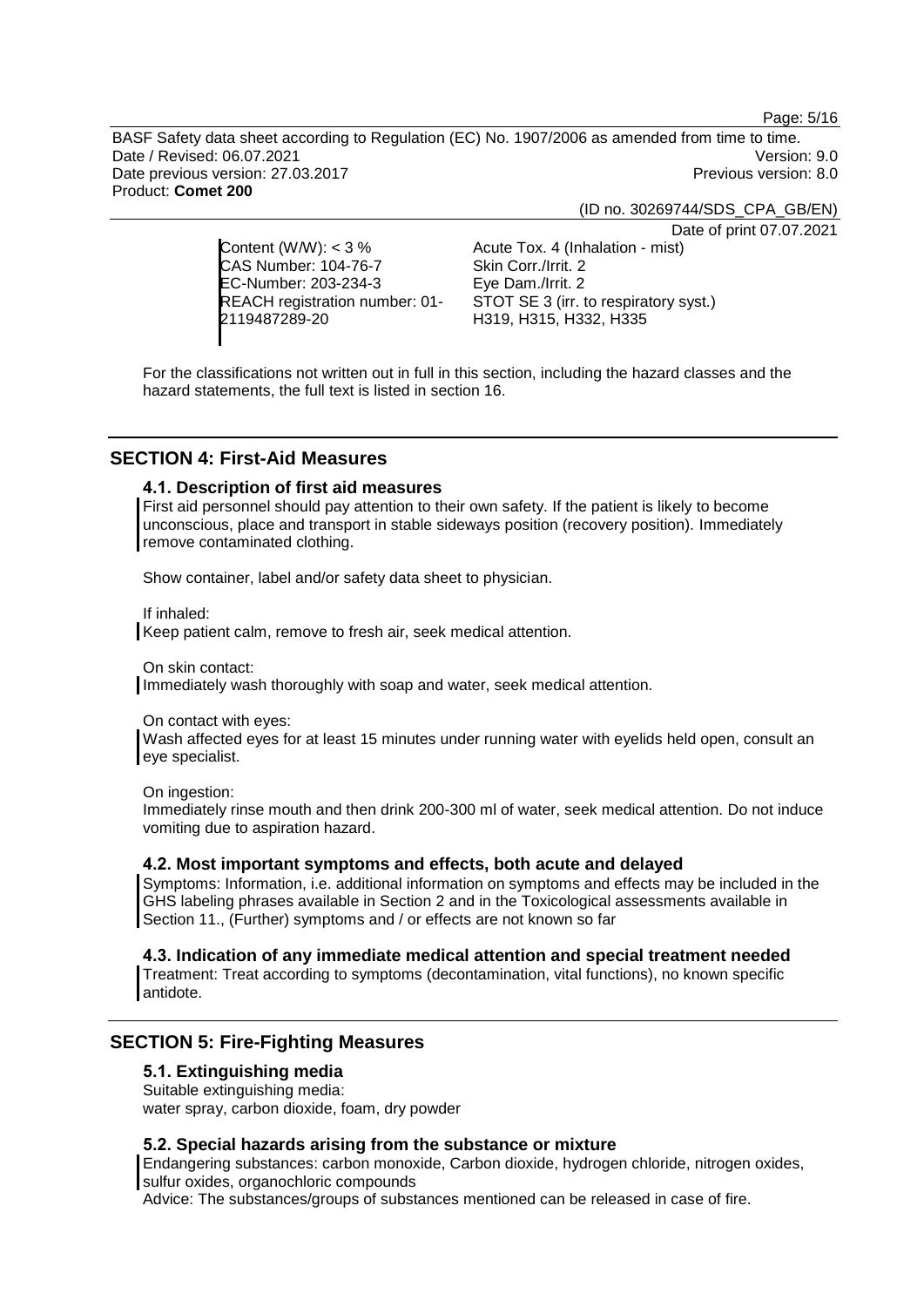| | |
|---|---|
| Content (W/W): < 3 %<br>CAS Number: 104-76-7<br>EC-Number: 203-234-3<br>REACH registration number: 01-2119487289-20 | Acute Tox. 4 (Inhalation - mist)<br>Skin Corr./Irrit. 2<br>Eye Dam./Irrit. 2<br>STOT SE 3 (irr. to respiratory syst.)<br>H319, H315, H332, H335 |

For the classifications not written out in full in this section, including the hazard classes and the hazard statements, the full text is listed in section 16.

## SECTION 4: First-Aid Measures

### 4.1. Description of first aid measures

First aid personnel should pay attention to their own safety. If the patient is likely to become unconscious, place and transport in stable sideways position (recovery position). Immediately remove contaminated clothing.

Show container, label and/or safety data sheet to physician.

If inhaled:
Keep patient calm, remove to fresh air, seek medical attention.

On skin contact:
Immediately wash thoroughly with soap and water, seek medical attention.

On contact with eyes:
Wash affected eyes for at least 15 minutes under running water with eyelids held open, consult an eye specialist.

On ingestion:
Immediately rinse mouth and then drink 200-300 ml of water, seek medical attention. Do not induce vomiting due to aspiration hazard.

### 4.2. Most important symptoms and effects, both acute and delayed

Symptoms: Information, i.e. additional information on symptoms and effects may be included in the GHS labeling phrases available in Section 2 and in the Toxicological assessments available in Section 11., (Further) symptoms and / or effects are not known so far

### 4.3. Indication of any immediate medical attention and special treatment needed

Treatment: Treat according to symptoms (decontamination, vital functions), no known specific antidote.

## SECTION 5: Fire-Fighting Measures

### 5.1. Extinguishing media

Suitable extinguishing media:
water spray, carbon dioxide, foam, dry powder

### 5.2. Special hazards arising from the substance or mixture

Endangering substances: carbon monoxide, Carbon dioxide, hydrogen chloride, nitrogen oxides, sulfur oxides, organochloric compounds
Advice: The substances/groups of substances mentioned can be released in case of fire.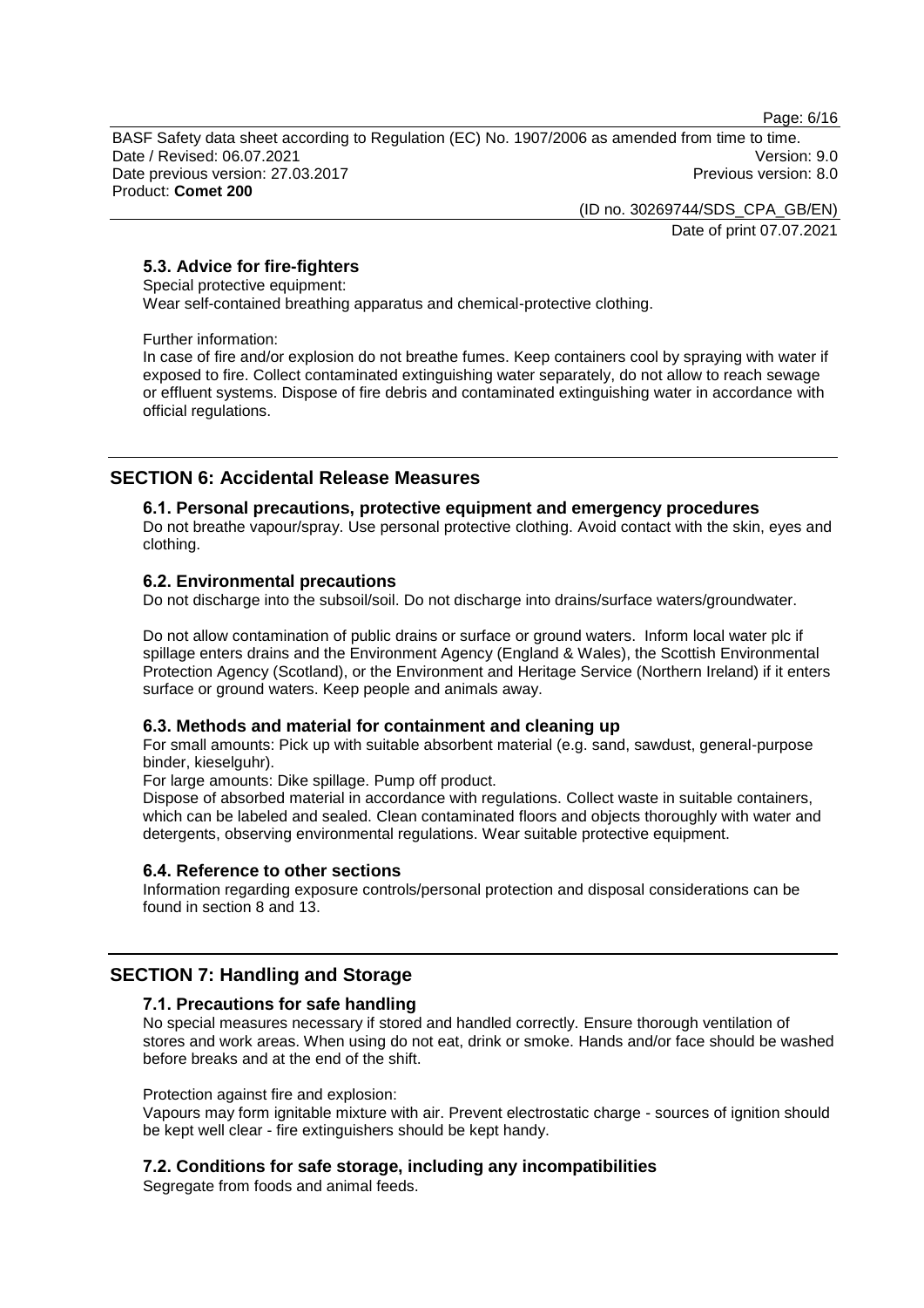### 5.3. Advice for fire-fighters

Special protective equipment:
Wear self-contained breathing apparatus and chemical-protective clothing.

Further information:
In case of fire and/or explosion do not breathe fumes. Keep containers cool by spraying with water if exposed to fire. Collect contaminated extinguishing water separately, do not allow to reach sewage or effluent systems. Dispose of fire debris and contaminated extinguishing water in accordance with official regulations.

## SECTION 6: Accidental Release Measures

### 6.1. Personal precautions, protective equipment and emergency procedures

Do not breathe vapour/spray. Use personal protective clothing. Avoid contact with the skin, eyes and clothing.

### 6.2. Environmental precautions

Do not discharge into the subsoil/soil. Do not discharge into drains/surface waters/groundwater.

Do not allow contamination of public drains or surface or ground waters. Inform local water plc if spillage enters drains and the Environment Agency (England & Wales), the Scottish Environmental Protection Agency (Scotland), or the Environment and Heritage Service (Northern Ireland) if it enters surface or ground waters. Keep people and animals away.

### 6.3. Methods and material for containment and cleaning up

For small amounts: Pick up with suitable absorbent material (e.g. sand, sawdust, general-purpose binder, kieselguhr).
For large amounts: Dike spillage. Pump off product.
Dispose of absorbed material in accordance with regulations. Collect waste in suitable containers, which can be labeled and sealed. Clean contaminated floors and objects thoroughly with water and detergents, observing environmental regulations. Wear suitable protective equipment.

### 6.4. Reference to other sections

Information regarding exposure controls/personal protection and disposal considerations can be found in section 8 and 13.

## SECTION 7: Handling and Storage

### 7.1. Precautions for safe handling

No special measures necessary if stored and handled correctly. Ensure thorough ventilation of stores and work areas. When using do not eat, drink or smoke. Hands and/or face should be washed before breaks and at the end of the shift.

Protection against fire and explosion:
Vapours may form ignitable mixture with air. Prevent electrostatic charge - sources of ignition should be kept well clear - fire extinguishers should be kept handy.

### 7.2. Conditions for safe storage, including any incompatibilities

Segregate from foods and animal feeds.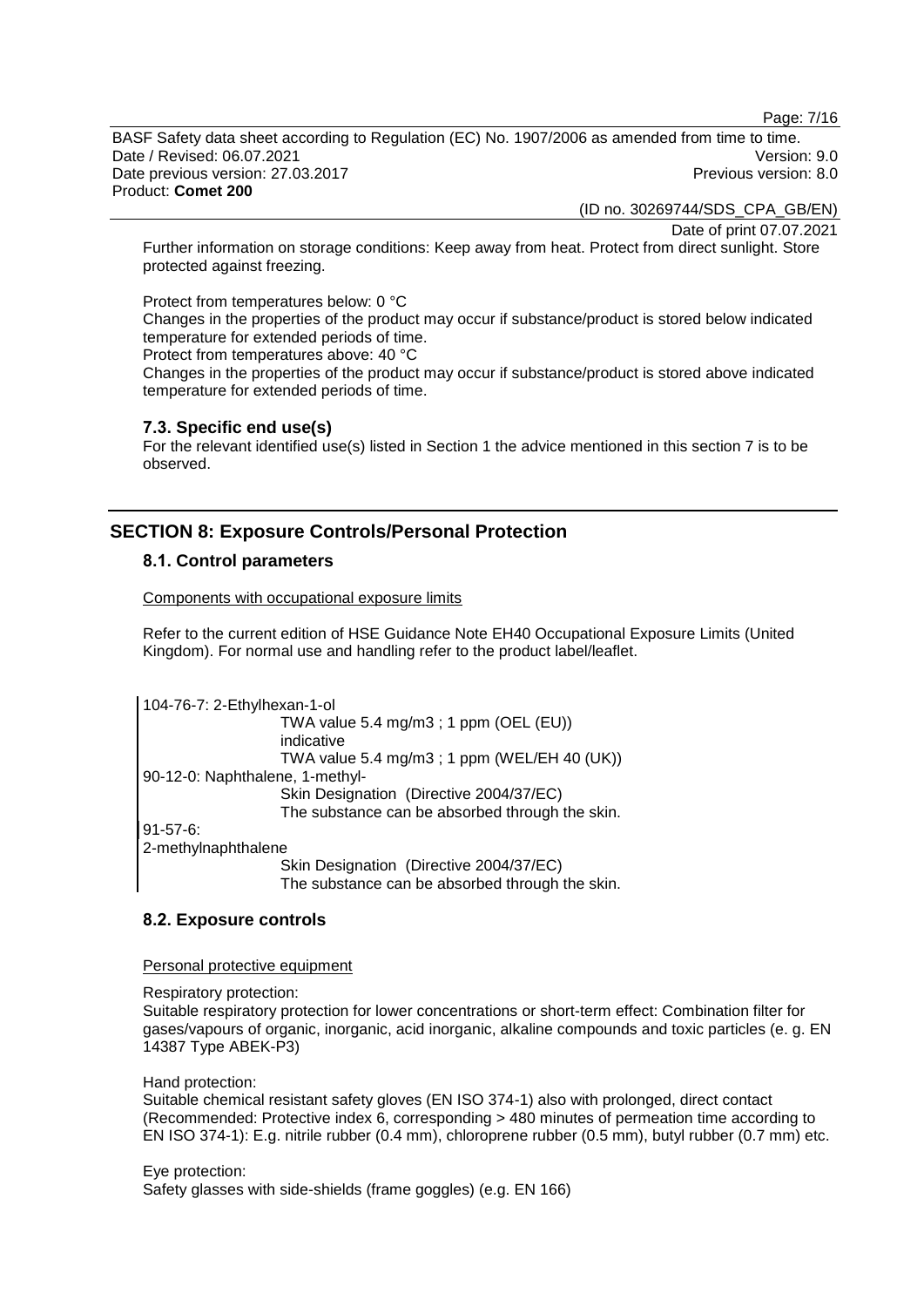Further information on storage conditions: Keep away from heat. Protect from direct sunlight. Store protected against freezing.

Protect from temperatures below: 0 °C
Changes in the properties of the product may occur if substance/product is stored below indicated temperature for extended periods of time.
Protect from temperatures above: 40 °C
Changes in the properties of the product may occur if substance/product is stored above indicated temperature for extended periods of time.

### 7.3. Specific end use(s)

For the relevant identified use(s) listed in Section 1 the advice mentioned in this section 7 is to be observed.

## SECTION 8: Exposure Controls/Personal Protection

### 8.1. Control parameters

Components with occupational exposure limits

Refer to the current edition of HSE Guidance Note EH40 Occupational Exposure Limits (United Kingdom). For normal use and handling refer to the product label/leaflet.

104-76-7: 2-Ethylhexan-1-ol
TWA value 5.4 mg/m3 ; 1 ppm (OEL (EU))
indicative
TWA value 5.4 mg/m3 ; 1 ppm (WEL/EH 40 (UK))
90-12-0: Naphthalene, 1-methyl-
Skin Designation (Directive 2004/37/EC)
The substance can be absorbed through the skin.
91-57-6:
2-methylnaphthalene
Skin Designation (Directive 2004/37/EC)
The substance can be absorbed through the skin.

### 8.2. Exposure controls

Personal protective equipment

Respiratory protection:
Suitable respiratory protection for lower concentrations or short-term effect: Combination filter for gases/vapours of organic, inorganic, acid inorganic, alkaline compounds and toxic particles (e. g. EN 14387 Type ABEK-P3)

Hand protection:
Suitable chemical resistant safety gloves (EN ISO 374-1) also with prolonged, direct contact (Recommended: Protective index 6, corresponding > 480 minutes of permeation time according to EN ISO 374-1): E.g. nitrile rubber (0.4 mm), chloroprene rubber (0.5 mm), butyl rubber (0.7 mm) etc.

Eye protection:
Safety glasses with side-shields (frame goggles) (e.g. EN 166)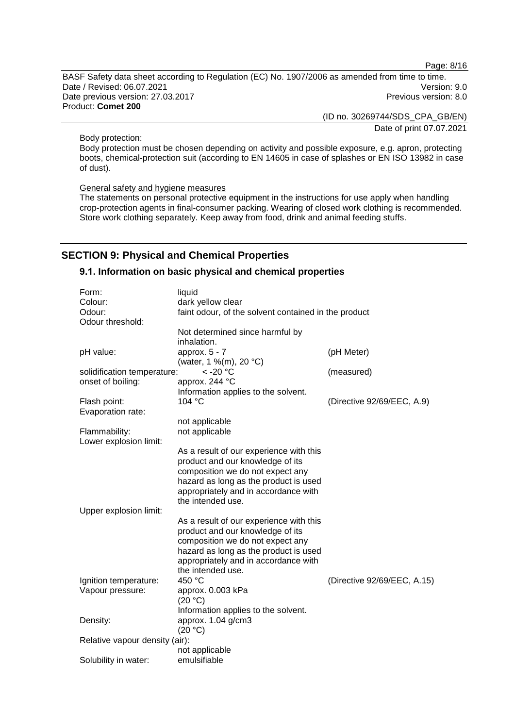Body protection:

Body protection must be chosen depending on activity and possible exposure, e.g. apron, protecting boots, chemical-protection suit (according to EN 14605 in case of splashes or EN ISO 13982 in case of dust).

General safety and hygiene measures

The statements on personal protective equipment in the instructions for use apply when handling crop-protection agents in final-consumer packing. Wearing of closed work clothing is recommended. Store work clothing separately. Keep away from food, drink and animal feeding stuffs.

## SECTION 9: Physical and Chemical Properties

### 9.1. Information on basic physical and chemical properties

| | | |
|---|---|---|
| Form: | liquid | |
| Colour: | dark yellow clear | |
| Odour: | faint odour, of the solvent contained in the product | |
| Odour threshold: | Not determined since harmful by inhalation. | |
| pH value: | approx. 5 - 7 (water, 1 %(m), 20 °C) | (pH Meter) |
| solidification temperature: | < -20 °C | (measured) |
| onset of boiling: | approx. 244 °C Information applies to the solvent. | |
| Flash point: | 104 °C | (Directive 92/69/EEC, A.9) |
| Evaporation rate: | not applicable | |
| Flammability: | not applicable | |
| Lower explosion limit: | As a result of our experience with this product and our knowledge of its composition we do not expect any hazard as long as the product is used appropriately and in accordance with the intended use. | |
| Upper explosion limit: | As a result of our experience with this product and our knowledge of its composition we do not expect any hazard as long as the product is used appropriately and in accordance with the intended use. | |
| Ignition temperature: | 450 °C | (Directive 92/69/EEC, A.15) |
| Vapour pressure: | approx. 0.003 kPa (20 °C) Information applies to the solvent. | |
| Density: | approx. 1.04 g/cm3 (20 °C) | |
| Relative vapour density (air): | not applicable | |
| Solubility in water: | emulsifiable | |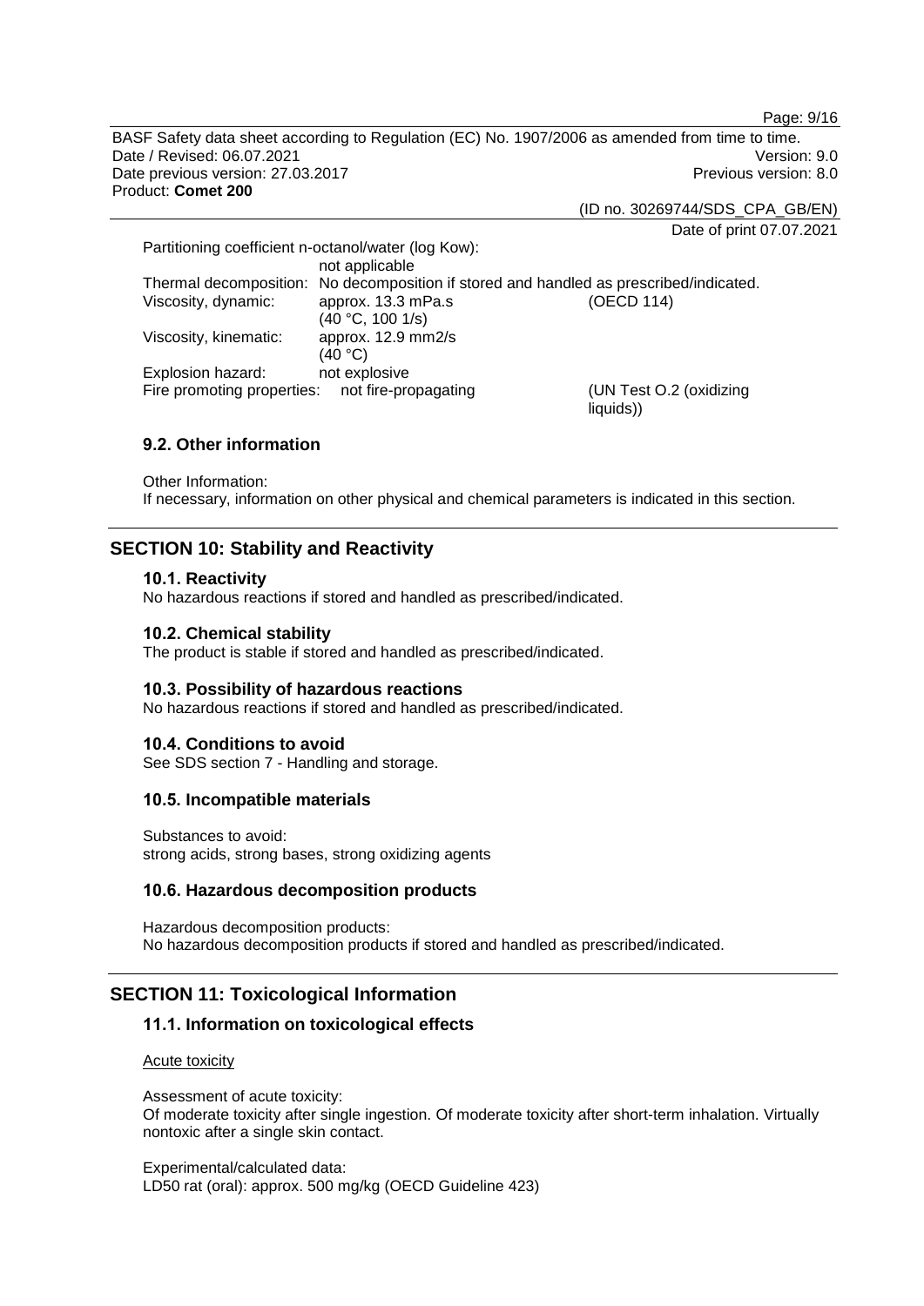Partitioning coefficient n-octanol/water (log Kow):
not applicable

| | | |
|---|---|---|
| Thermal decomposition: | No decomposition if stored and handled as prescribed/indicated. | |
| Viscosity, dynamic: | approx. 13.3 mPa.s (40 °C, 100 1/s) | (OECD 114) |
| Viscosity, kinematic: | approx. 12.9 mm2/s (40 °C) | |
| Explosion hazard: | not explosive | |
| Fire promoting properties: | not fire-propagating | (UN Test O.2 (oxidizing liquids)) |

### 9.2. Other information

Other Information:
If necessary, information on other physical and chemical parameters is indicated in this section.

## SECTION 10: Stability and Reactivity

### 10.1. Reactivity

No hazardous reactions if stored and handled as prescribed/indicated.

### 10.2. Chemical stability

The product is stable if stored and handled as prescribed/indicated.

### 10.3. Possibility of hazardous reactions

No hazardous reactions if stored and handled as prescribed/indicated.

### 10.4. Conditions to avoid

See SDS section 7 - Handling and storage.

### 10.5. Incompatible materials

Substances to avoid:
strong acids, strong bases, strong oxidizing agents

### 10.6. Hazardous decomposition products

Hazardous decomposition products:
No hazardous decomposition products if stored and handled as prescribed/indicated.

## SECTION 11: Toxicological Information

### 11.1. Information on toxicological effects

Acute toxicity

Assessment of acute toxicity:
Of moderate toxicity after single ingestion. Of moderate toxicity after short-term inhalation. Virtually nontoxic after a single skin contact.

Experimental/calculated data:
LD50 rat (oral): approx. 500 mg/kg (OECD Guideline 423)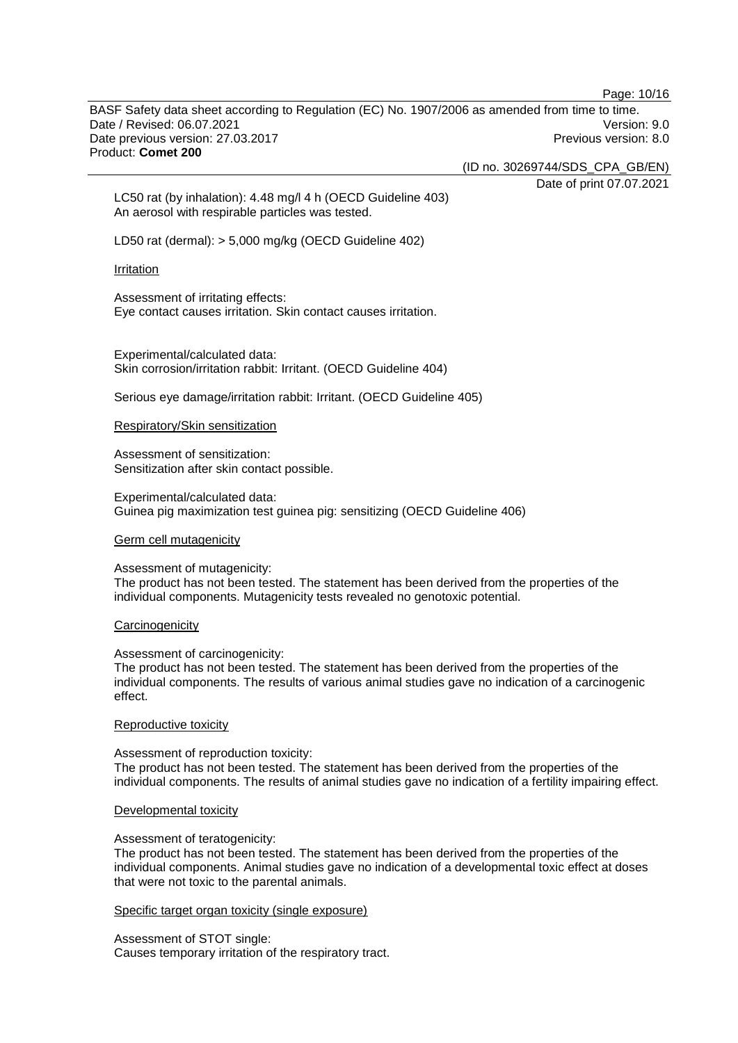LC50 rat (by inhalation): 4.48 mg/l 4 h (OECD Guideline 403)
An aerosol with respirable particles was tested.

LD50 rat (dermal): > 5,000 mg/kg (OECD Guideline 402)

Irritation

Assessment of irritating effects:
Eye contact causes irritation. Skin contact causes irritation.

Experimental/calculated data:
Skin corrosion/irritation rabbit: Irritant. (OECD Guideline 404)

Serious eye damage/irritation rabbit: Irritant. (OECD Guideline 405)

Respiratory/Skin sensitization

Assessment of sensitization:
Sensitization after skin contact possible.

Experimental/calculated data:
Guinea pig maximization test guinea pig: sensitizing (OECD Guideline 406)

Germ cell mutagenicity

Assessment of mutagenicity:
The product has not been tested. The statement has been derived from the properties of the individual components. Mutagenicity tests revealed no genotoxic potential.

Carcinogenicity

Assessment of carcinogenicity:
The product has not been tested. The statement has been derived from the properties of the individual components. The results of various animal studies gave no indication of a carcinogenic effect.

Reproductive toxicity

Assessment of reproduction toxicity:
The product has not been tested. The statement has been derived from the properties of the individual components. The results of animal studies gave no indication of a fertility impairing effect.

Developmental toxicity

Assessment of teratogenicity:
The product has not been tested. The statement has been derived from the properties of the individual components. Animal studies gave no indication of a developmental toxic effect at doses that were not toxic to the parental animals.

Specific target organ toxicity (single exposure)

Assessment of STOT single:
Causes temporary irritation of the respiratory tract.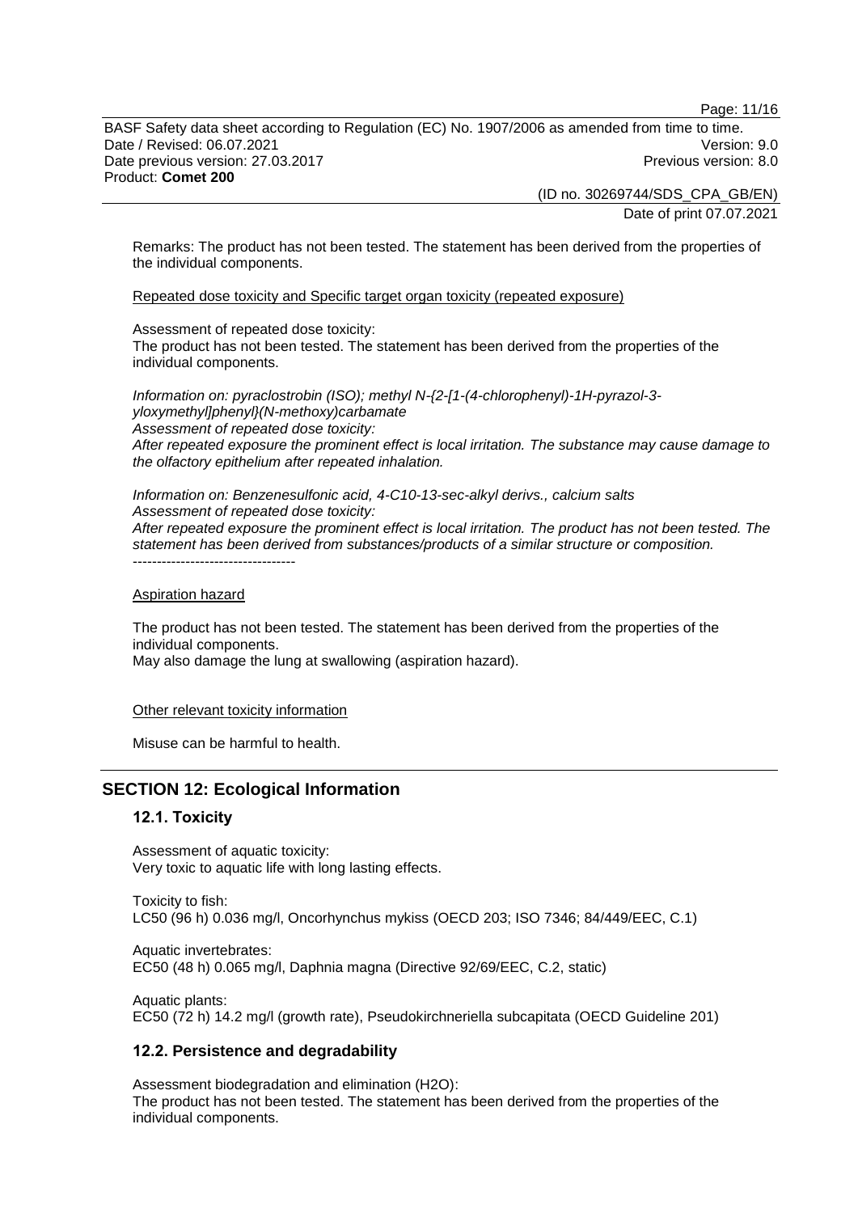Remarks: The product has not been tested. The statement has been derived from the properties of the individual components.

Repeated dose toxicity and Specific target organ toxicity (repeated exposure)

Assessment of repeated dose toxicity:
The product has not been tested. The statement has been derived from the properties of the individual components.

*Information on: pyraclostrobin (ISO); methyl N-{2-[1-(4-chlorophenyl)-1H-pyrazol-3-yloxymethyl]phenyl}(N-methoxy)carbamate*
*Assessment of repeated dose toxicity:*
*After repeated exposure the prominent effect is local irritation. The substance may cause damage to the olfactory epithelium after repeated inhalation.*

*Information on: Benzenesulfonic acid, 4-C10-13-sec-alkyl derivs., calcium salts*
*Assessment of repeated dose toxicity:*
*After repeated exposure the prominent effect is local irritation. The product has not been tested. The statement has been derived from substances/products of a similar structure or composition.*
----------------------------------

Aspiration hazard

The product has not been tested. The statement has been derived from the properties of the individual components.
May also damage the lung at swallowing (aspiration hazard).

Other relevant toxicity information

Misuse can be harmful to health.

## SECTION 12: Ecological Information

### 12.1. Toxicity

Assessment of aquatic toxicity:
Very toxic to aquatic life with long lasting effects.

Toxicity to fish:
LC50 (96 h) 0.036 mg/l, Oncorhynchus mykiss (OECD 203; ISO 7346; 84/449/EEC, C.1)

Aquatic invertebrates:
EC50 (48 h) 0.065 mg/l, Daphnia magna (Directive 92/69/EEC, C.2, static)

Aquatic plants:
EC50 (72 h) 14.2 mg/l (growth rate), Pseudokirchneriella subcapitata (OECD Guideline 201)

### 12.2. Persistence and degradability

Assessment biodegradation and elimination (H2O):
The product has not been tested. The statement has been derived from the properties of the individual components.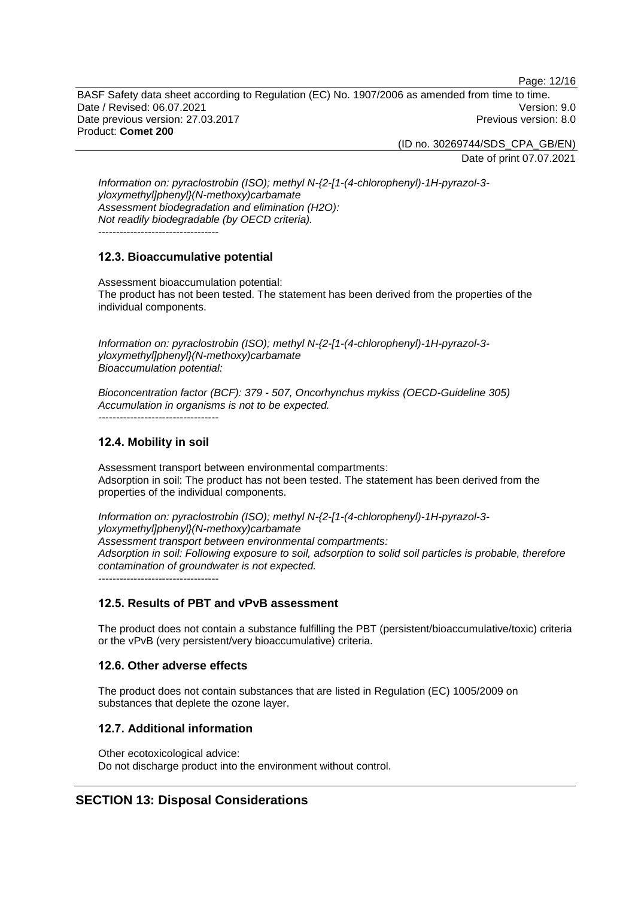*Information on: pyraclostrobin (ISO); methyl N-{2-[1-(4-chlorophenyl)-1H-pyrazol-3-yloxymethyl]phenyl}(N-methoxy)carbamate*
*Assessment biodegradation and elimination (H2O):*
*Not readily biodegradable (by OECD criteria).*
----------------------------------

### 12.3. Bioaccumulative potential

Assessment bioaccumulation potential:
The product has not been tested. The statement has been derived from the properties of the individual components.

*Information on: pyraclostrobin (ISO); methyl N-{2-[1-(4-chlorophenyl)-1H-pyrazol-3-yloxymethyl]phenyl}(N-methoxy)carbamate*
*Bioaccumulation potential:*

*Bioconcentration factor (BCF): 379 - 507, Oncorhynchus mykiss (OECD-Guideline 305)*
*Accumulation in organisms is not to be expected.*
----------------------------------

### 12.4. Mobility in soil

Assessment transport between environmental compartments:
Adsorption in soil: The product has not been tested. The statement has been derived from the properties of the individual components.

*Information on: pyraclostrobin (ISO); methyl N-{2-[1-(4-chlorophenyl)-1H-pyrazol-3-yloxymethyl]phenyl}(N-methoxy)carbamate*
*Assessment transport between environmental compartments:*
*Adsorption in soil: Following exposure to soil, adsorption to solid soil particles is probable, therefore contamination of groundwater is not expected.*
----------------------------------

### 12.5. Results of PBT and vPvB assessment

The product does not contain a substance fulfilling the PBT (persistent/bioaccumulative/toxic) criteria or the vPvB (very persistent/very bioaccumulative) criteria.

### 12.6. Other adverse effects

The product does not contain substances that are listed in Regulation (EC) 1005/2009 on substances that deplete the ozone layer.

### 12.7. Additional information

Other ecotoxicological advice:
Do not discharge product into the environment without control.

## SECTION 13: Disposal Considerations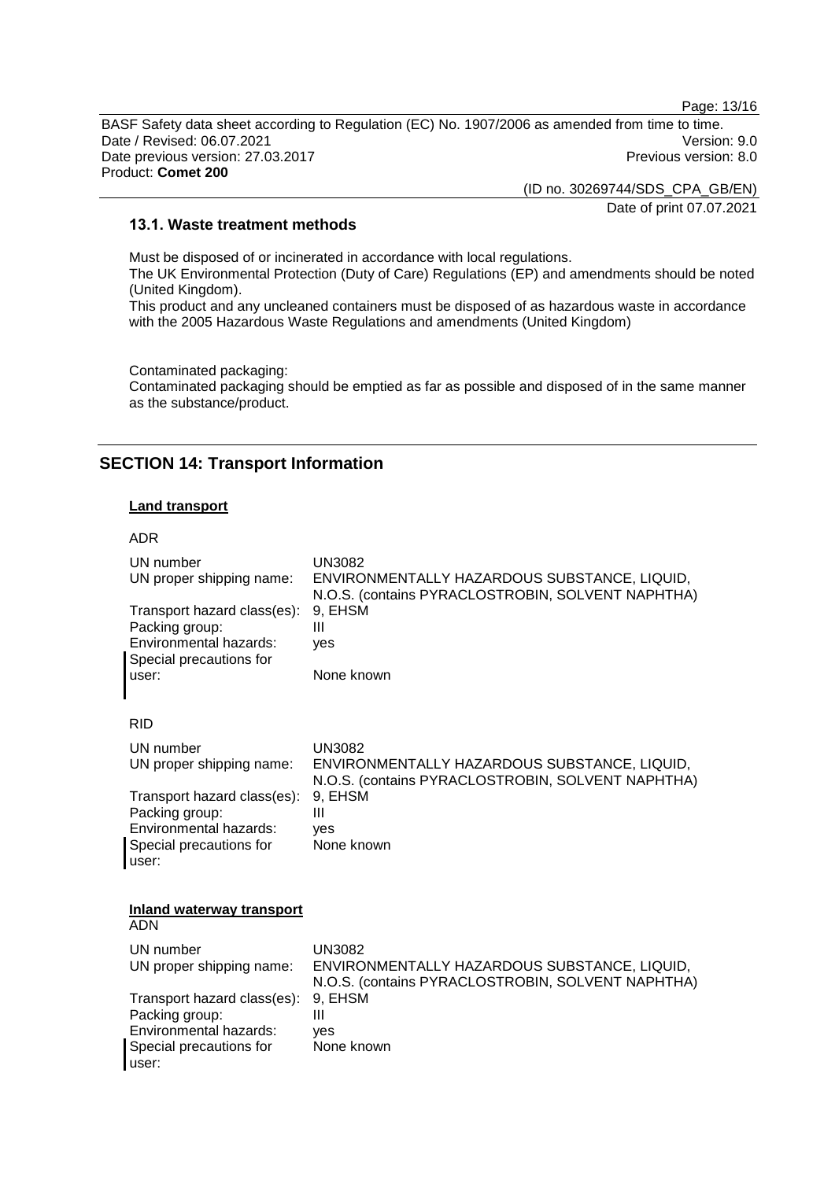### 13.1. Waste treatment methods

Must be disposed of or incinerated in accordance with local regulations.
The UK Environmental Protection (Duty of Care) Regulations (EP) and amendments should be noted (United Kingdom).
This product and any uncleaned containers must be disposed of as hazardous waste in accordance with the 2005 Hazardous Waste Regulations and amendments (United Kingdom)

Contaminated packaging:
Contaminated packaging should be emptied as far as possible and disposed of in the same manner as the substance/product.

## SECTION 14: Transport Information

**Land transport**

ADR

| | |
|---|---|
| UN number | UN3082 |
| UN proper shipping name: | ENVIRONMENTALLY HAZARDOUS SUBSTANCE, LIQUID, N.O.S. (contains PYRACLOSTROBIN, SOLVENT NAPHTHA) |
| Transport hazard class(es): | 9, EHSM |
| Packing group: | III |
| Environmental hazards: | yes |
| Special precautions for user: | None known |

RID

| | |
|---|---|
| UN number | UN3082 |
| UN proper shipping name: | ENVIRONMENTALLY HAZARDOUS SUBSTANCE, LIQUID, N.O.S. (contains PYRACLOSTROBIN, SOLVENT NAPHTHA) |
| Transport hazard class(es): | 9, EHSM |
| Packing group: | III |
| Environmental hazards: | yes |
| Special precautions for user: | None known |

**Inland waterway transport**
ADN

| | |
|---|---|
| UN number | UN3082 |
| UN proper shipping name: | ENVIRONMENTALLY HAZARDOUS SUBSTANCE, LIQUID, N.O.S. (contains PYRACLOSTROBIN, SOLVENT NAPHTHA) |
| Transport hazard class(es): | 9, EHSM |
| Packing group: | III |
| Environmental hazards: | yes |
| Special precautions for user: | None known |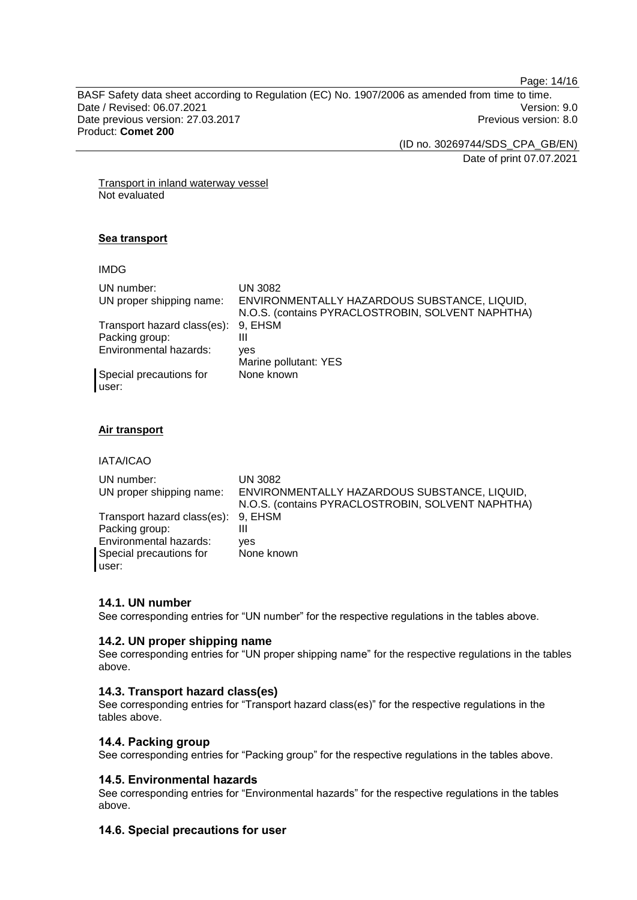Transport in inland waterway vessel
Not evaluated

**Sea transport**

IMDG

| | |
|---|---|
| UN number: | UN 3082 |
| UN proper shipping name: | ENVIRONMENTALLY HAZARDOUS SUBSTANCE, LIQUID, N.O.S. (contains PYRACLOSTROBIN, SOLVENT NAPHTHA) |
| Transport hazard class(es): | 9, EHSM |
| Packing group: | III |
| Environmental hazards: | yes<br>Marine pollutant: YES |
| Special precautions for user: | None known |

**Air transport**

IATA/ICAO

| | |
|---|---|
| UN number: | UN 3082 |
| UN proper shipping name: | ENVIRONMENTALLY HAZARDOUS SUBSTANCE, LIQUID, N.O.S. (contains PYRACLOSTROBIN, SOLVENT NAPHTHA) |
| Transport hazard class(es): | 9, EHSM |
| Packing group: | III |
| Environmental hazards: | yes |
| Special precautions for user: | None known |

### 14.1. UN number

See corresponding entries for "UN number" for the respective regulations in the tables above.

### 14.2. UN proper shipping name

See corresponding entries for "UN proper shipping name" for the respective regulations in the tables above.

### 14.3. Transport hazard class(es)

See corresponding entries for "Transport hazard class(es)" for the respective regulations in the tables above.

### 14.4. Packing group

See corresponding entries for "Packing group" for the respective regulations in the tables above.

### 14.5. Environmental hazards

See corresponding entries for "Environmental hazards" for the respective regulations in the tables above.

### 14.6. Special precautions for user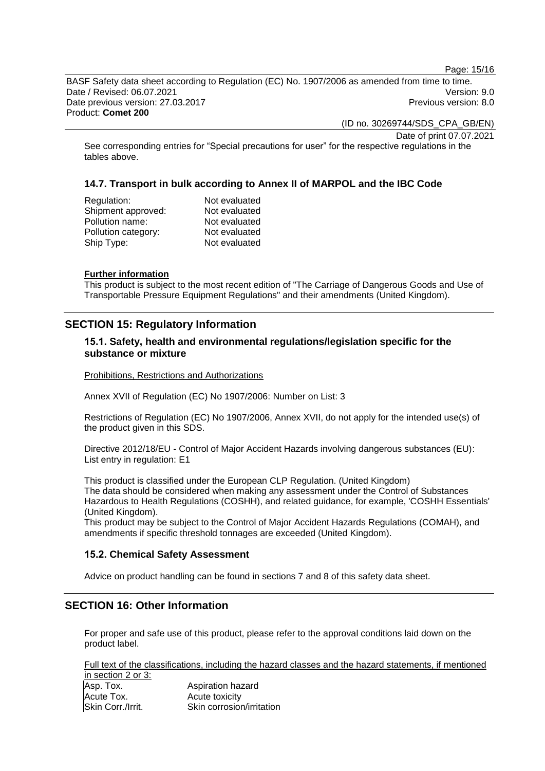See corresponding entries for “Special precautions for user” for the respective regulations in the tables above.

### 14.7. Transport in bulk according to Annex II of MARPOL and the IBC Code

| | |
|---|---|
| Regulation: | Not evaluated |
| Shipment approved: | Not evaluated |
| Pollution name: | Not evaluated |
| Pollution category: | Not evaluated |
| Ship Type: | Not evaluated |

**Further information**

This product is subject to the most recent edition of "The Carriage of Dangerous Goods and Use of Transportable Pressure Equipment Regulations" and their amendments (United Kingdom).

## SECTION 15: Regulatory Information

### 15.1. Safety, health and environmental regulations/legislation specific for the substance or mixture

Prohibitions, Restrictions and Authorizations

Annex XVII of Regulation (EC) No 1907/2006: Number on List: 3

Restrictions of Regulation (EC) No 1907/2006, Annex XVII, do not apply for the intended use(s) of the product given in this SDS.

Directive 2012/18/EU - Control of Major Accident Hazards involving dangerous substances (EU): List entry in regulation: E1

This product is classified under the European CLP Regulation. (United Kingdom)
The data should be considered when making any assessment under the Control of Substances Hazardous to Health Regulations (COSHH), and related guidance, for example, 'COSHH Essentials' (United Kingdom).
This product may be subject to the Control of Major Accident Hazards Regulations (COMAH), and amendments if specific threshold tonnages are exceeded (United Kingdom).

### 15.2. Chemical Safety Assessment

Advice on product handling can be found in sections 7 and 8 of this safety data sheet.

## SECTION 16: Other Information

For proper and safe use of this product, please refer to the approval conditions laid down on the product label.

Full text of the classifications, including the hazard classes and the hazard statements, if mentioned in section 2 or 3:

| | |
|---|---|
| Asp. Tox. | Aspiration hazard |
| Acute Tox. | Acute toxicity |
| Skin Corr./Irrit. | Skin corrosion/irritation |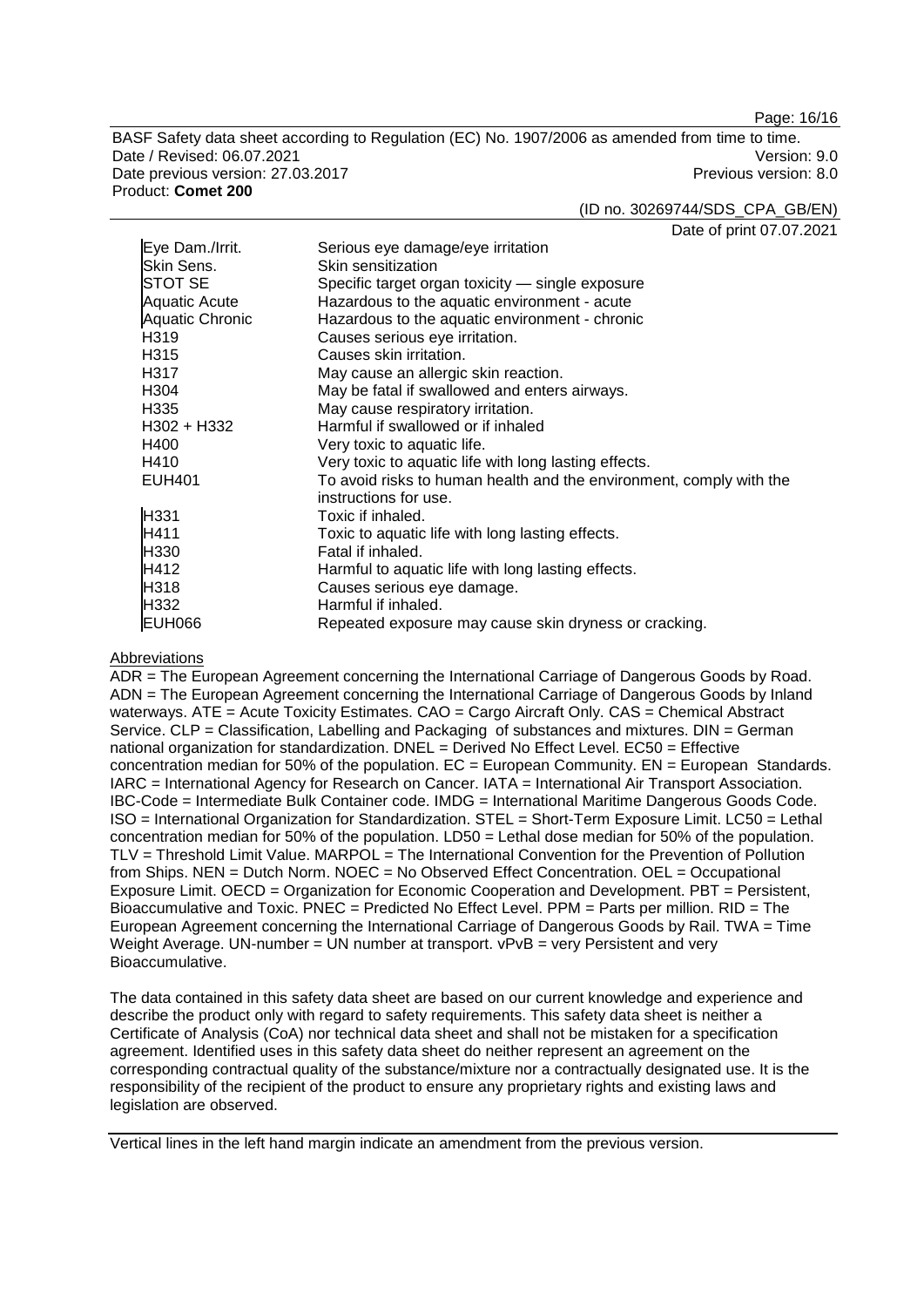| | |
|---|---|
| Eye Dam./Irrit. | Serious eye damage/eye irritation |
| Skin Sens. | Skin sensitization |
| STOT SE | Specific target organ toxicity — single exposure |
| Aquatic Acute | Hazardous to the aquatic environment - acute |
| Aquatic Chronic | Hazardous to the aquatic environment - chronic |
| H319 | Causes serious eye irritation. |
| H315 | Causes skin irritation. |
| H317 | May cause an allergic skin reaction. |
| H304 | May be fatal if swallowed and enters airways. |
| H335 | May cause respiratory irritation. |
| H302 + H332 | Harmful if swallowed or if inhaled |
| H400 | Very toxic to aquatic life. |
| H410 | Very toxic to aquatic life with long lasting effects. |
| EUH401 | To avoid risks to human health and the environment, comply with the instructions for use. |
| H331 | Toxic if inhaled. |
| H411 | Toxic to aquatic life with long lasting effects. |
| H330 | Fatal if inhaled. |
| H412 | Harmful to aquatic life with long lasting effects. |
| H318 | Causes serious eye damage. |
| H332 | Harmful if inhaled. |
| EUH066 | Repeated exposure may cause skin dryness or cracking. |

Abbreviations

ADR = The European Agreement concerning the International Carriage of Dangerous Goods by Road. ADN = The European Agreement concerning the International Carriage of Dangerous Goods by Inland waterways. ATE = Acute Toxicity Estimates. CAO = Cargo Aircraft Only. CAS = Chemical Abstract Service. CLP = Classification, Labelling and Packaging of substances and mixtures. DIN = German national organization for standardization. DNEL = Derived No Effect Level. EC50 = Effective concentration median for 50% of the population. EC = European Community. EN = European Standards. IARC = International Agency for Research on Cancer. IATA = International Air Transport Association. IBC-Code = Intermediate Bulk Container code. IMDG = International Maritime Dangerous Goods Code. ISO = International Organization for Standardization. STEL = Short-Term Exposure Limit. LC50 = Lethal concentration median for 50% of the population. LD50 = Lethal dose median for 50% of the population. TLV = Threshold Limit Value. MARPOL = The International Convention for the Prevention of Pollution from Ships. NEN = Dutch Norm. NOEC = No Observed Effect Concentration. OEL = Occupational Exposure Limit. OECD = Organization for Economic Cooperation and Development. PBT = Persistent, Bioaccumulative and Toxic. PNEC = Predicted No Effect Level. PPM = Parts per million. RID = The European Agreement concerning the International Carriage of Dangerous Goods by Rail. TWA = Time Weight Average. UN-number = UN number at transport. vPvB = very Persistent and very Bioaccumulative.

The data contained in this safety data sheet are based on our current knowledge and experience and describe the product only with regard to safety requirements. This safety data sheet is neither a Certificate of Analysis (CoA) nor technical data sheet and shall not be mistaken for a specification agreement. Identified uses in this safety data sheet do neither represent an agreement on the corresponding contractual quality of the substance/mixture nor a contractually designated use. It is the responsibility of the recipient of the product to ensure any proprietary rights and existing laws and legislation are observed.

Vertical lines in the left hand margin indicate an amendment from the previous version.